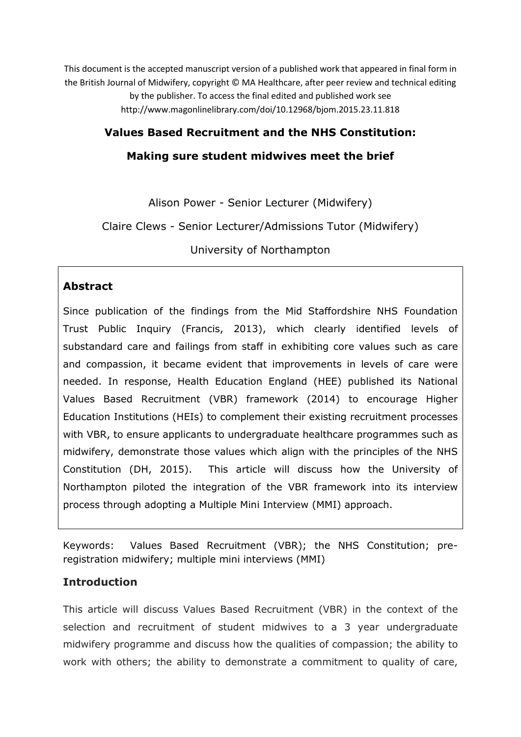This document is the accepted manuscript version of a published work that appeared in final form in the British Journal of Midwifery, copyright © MA Healthcare, after peer review and technical editing by the publisher. To access the final edited and published work see http://www.magonlinelibrary.com/doi/10.12968/bjom.2015.23.11.818

# Values Based Recruitment and the NHS Constitution: Making sure student midwives meet the brief

Alison Power - Senior Lecturer (Midwifery)

Claire Clews - Senior Lecturer/Admissions Tutor (Midwifery)

University of Northampton

## Abstract

Since publication of the findings from the Mid Staffordshire NHS Foundation Trust Public Inquiry (Francis, 2013), which clearly identified levels of substandard care and failings from staff in exhibiting core values such as care and compassion, it became evident that improvements in levels of care were needed. In response, Health Education England (HEE) published its National Values Based Recruitment (VBR) framework (2014) to encourage Higher Education Institutions (HEIs) to complement their existing recruitment processes with VBR, to ensure applicants to undergraduate healthcare programmes such as midwifery, demonstrate those values which align with the principles of the NHS Constitution (DH, 2015). This article will discuss how the University of Northampton piloted the integration of the VBR framework into its interview process through adopting a Multiple Mini Interview (MMI) approach.

Keywords: Values Based Recruitment (VBR); the NHS Constitution; pre-registration midwifery; multiple mini interviews (MMI)

## Introduction

This article will discuss Values Based Recruitment (VBR) in the context of the selection and recruitment of student midwives to a 3 year undergraduate midwifery programme and discuss how the qualities of compassion; the ability to work with others; the ability to demonstrate a commitment to quality of care,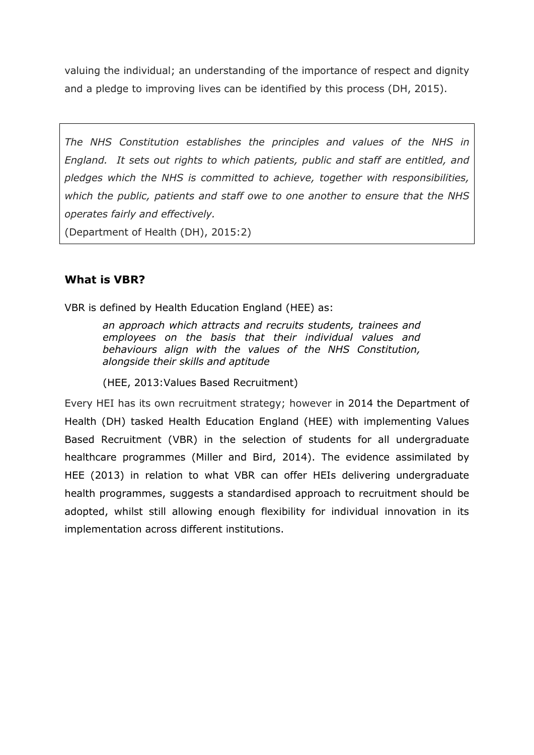valuing the individual; an understanding of the importance of respect and dignity and a pledge to improving lives can be identified by this process (DH, 2015).

> *The NHS Constitution establishes the principles and values of the NHS in England. It sets out rights to which patients, public and staff are entitled, and pledges which the NHS is committed to achieve, together with responsibilities, which the public, patients and staff owe to one another to ensure that the NHS operates fairly and effectively.*
>
> (Department of Health (DH), 2015:2)

### What is VBR?

VBR is defined by Health Education England (HEE) as:

> *an approach which attracts and recruits students, trainees and employees on the basis that their individual values and behaviours align with the values of the NHS Constitution, alongside their skills and aptitude*
>
> (HEE, 2013:Values Based Recruitment)

Every HEI has its own recruitment strategy; however in 2014 the Department of Health (DH) tasked Health Education England (HEE) with implementing Values Based Recruitment (VBR) in the selection of students for all undergraduate healthcare programmes (Miller and Bird, 2014). The evidence assimilated by HEE (2013) in relation to what VBR can offer HEIs delivering undergraduate health programmes, suggests a standardised approach to recruitment should be adopted, whilst still allowing enough flexibility for individual innovation in its implementation across different institutions.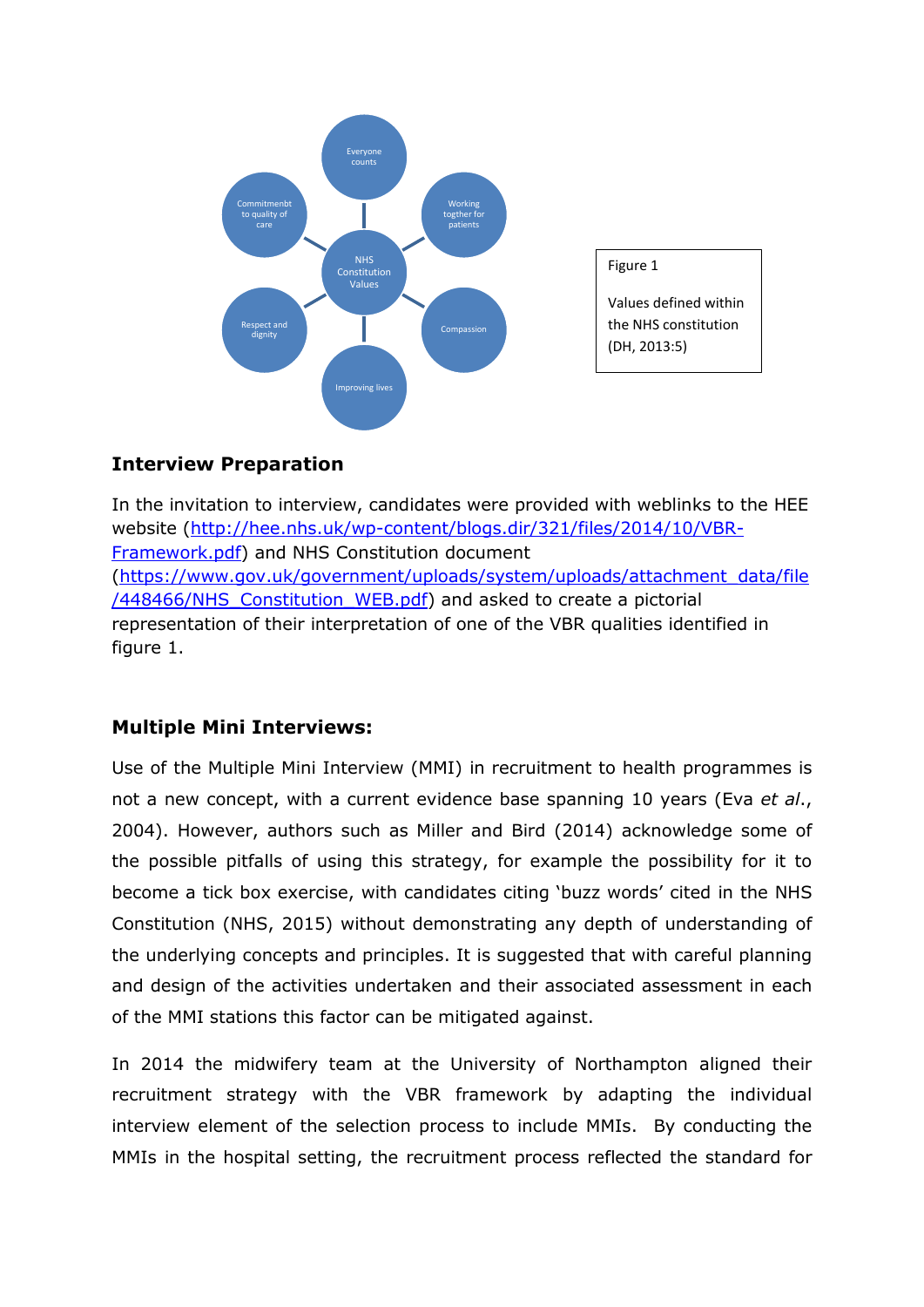Everyone counts

Commitmenbt to quality of care

Working togther for patients

NHS Constitution Values

Respect and dignity

Compassion

Improving lives

Figure 1

Values defined within the NHS constitution (DH, 2013:5)

## Interview Preparation

In the invitation to interview, candidates were provided with weblinks to the HEE website (http://hee.nhs.uk/wp-content/blogs.dir/321/files/2014/10/VBR-Framework.pdf) and NHS Constitution document (https://www.gov.uk/government/uploads/system/uploads/attachment_data/file/448466/NHS_Constitution_WEB.pdf) and asked to create a pictorial representation of their interpretation of one of the VBR qualities identified in figure 1.

## Multiple Mini Interviews:

Use of the Multiple Mini Interview (MMI) in recruitment to health programmes is not a new concept, with a current evidence base spanning 10 years (Eva *et al*., 2004). However, authors such as Miller and Bird (2014) acknowledge some of the possible pitfalls of using this strategy, for example the possibility for it to become a tick box exercise, with candidates citing 'buzz words' cited in the NHS Constitution (NHS, 2015) without demonstrating any depth of understanding of the underlying concepts and principles. It is suggested that with careful planning and design of the activities undertaken and their associated assessment in each of the MMI stations this factor can be mitigated against.

In 2014 the midwifery team at the University of Northampton aligned their recruitment strategy with the VBR framework by adapting the individual interview element of the selection process to include MMIs. By conducting the MMIs in the hospital setting, the recruitment process reflected the standard for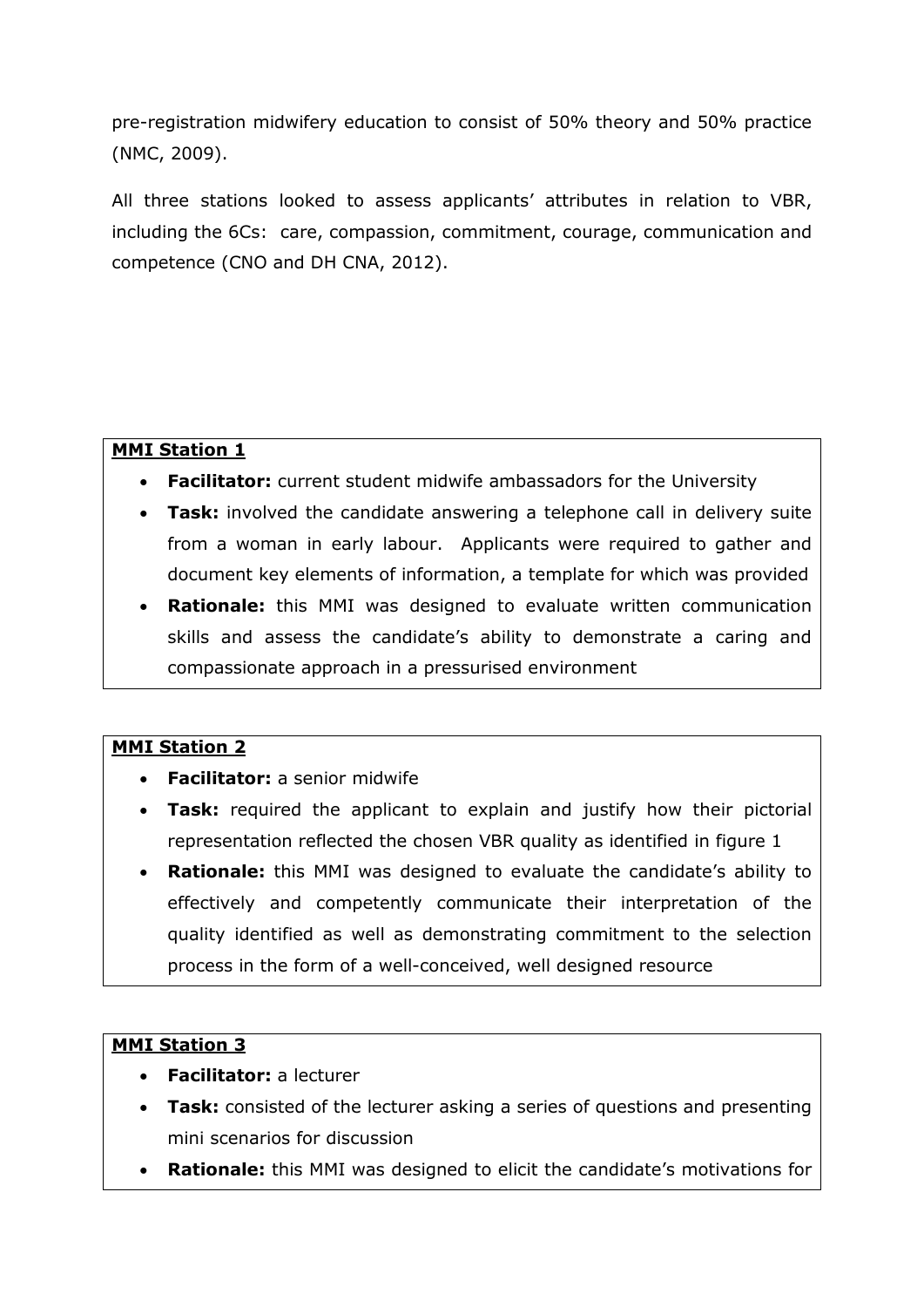pre-registration midwifery education to consist of 50% theory and 50% practice (NMC, 2009).

All three stations looked to assess applicants' attributes in relation to VBR, including the 6Cs: care, compassion, commitment, courage, communication and competence (CNO and DH CNA, 2012).

**MMI Station 1**

- **Facilitator:** current student midwife ambassadors for the University
- **Task:** involved the candidate answering a telephone call in delivery suite from a woman in early labour. Applicants were required to gather and document key elements of information, a template for which was provided
- **Rationale:** this MMI was designed to evaluate written communication skills and assess the candidate's ability to demonstrate a caring and compassionate approach in a pressurised environment

**MMI Station 2**

- **Facilitator:** a senior midwife
- **Task:** required the applicant to explain and justify how their pictorial representation reflected the chosen VBR quality as identified in figure 1
- **Rationale:** this MMI was designed to evaluate the candidate's ability to effectively and competently communicate their interpretation of the quality identified as well as demonstrating commitment to the selection process in the form of a well-conceived, well designed resource

**MMI Station 3**

- **Facilitator:** a lecturer
- **Task:** consisted of the lecturer asking a series of questions and presenting mini scenarios for discussion
- **Rationale:** this MMI was designed to elicit the candidate's motivations for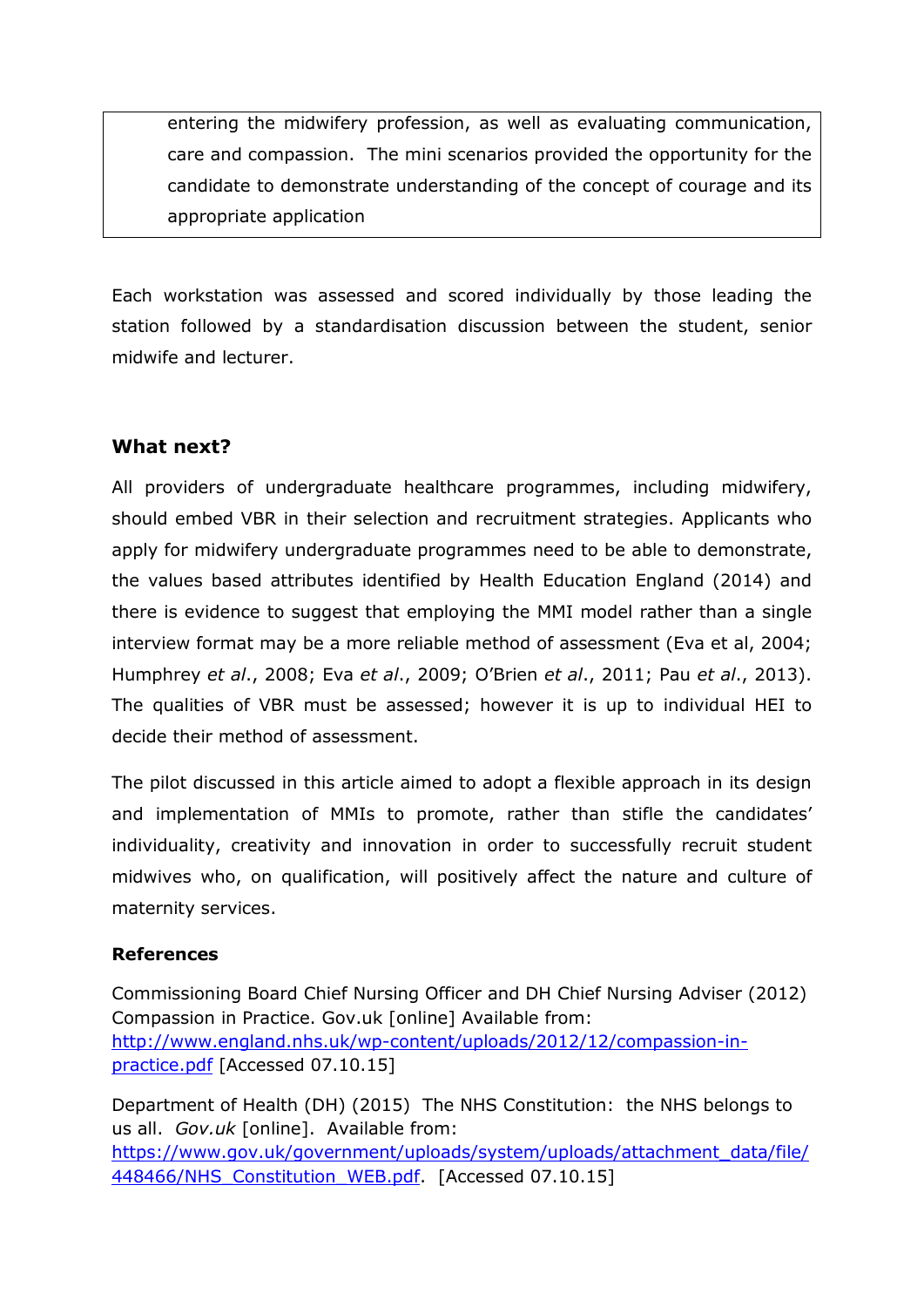entering the midwifery profession, as well as evaluating communication, care and compassion. The mini scenarios provided the opportunity for the candidate to demonstrate understanding of the concept of courage and its appropriate application

Each workstation was assessed and scored individually by those leading the station followed by a standardisation discussion between the student, senior midwife and lecturer.

## What next?

All providers of undergraduate healthcare programmes, including midwifery, should embed VBR in their selection and recruitment strategies. Applicants who apply for midwifery undergraduate programmes need to be able to demonstrate, the values based attributes identified by Health Education England (2014) and there is evidence to suggest that employing the MMI model rather than a single interview format may be a more reliable method of assessment (Eva et al, 2004; Humphrey *et al*., 2008; Eva *et al*., 2009; O'Brien *et al*., 2011; Pau *et al*., 2013). The qualities of VBR must be assessed; however it is up to individual HEI to decide their method of assessment.

The pilot discussed in this article aimed to adopt a flexible approach in its design and implementation of MMIs to promote, rather than stifle the candidates' individuality, creativity and innovation in order to successfully recruit student midwives who, on qualification, will positively affect the nature and culture of maternity services.

### References

Commissioning Board Chief Nursing Officer and DH Chief Nursing Adviser (2012) Compassion in Practice. Gov.uk [online] Available from: [http://www.england.nhs.uk/wp-content/uploads/2012/12/compassion-in-practice.pdf](http://www.england.nhs.uk/wp-content/uploads/2012/12/compassion-in-practice.pdf) [Accessed 07.10.15]

Department of Health (DH) (2015) The NHS Constitution: the NHS belongs to us all. *Gov.uk* [online]. Available from: [https://www.gov.uk/government/uploads/system/uploads/attachment_data/file/448466/NHS_Constitution_WEB.pdf](https://www.gov.uk/government/uploads/system/uploads/attachment_data/file/448466/NHS_Constitution_WEB.pdf). [Accessed 07.10.15]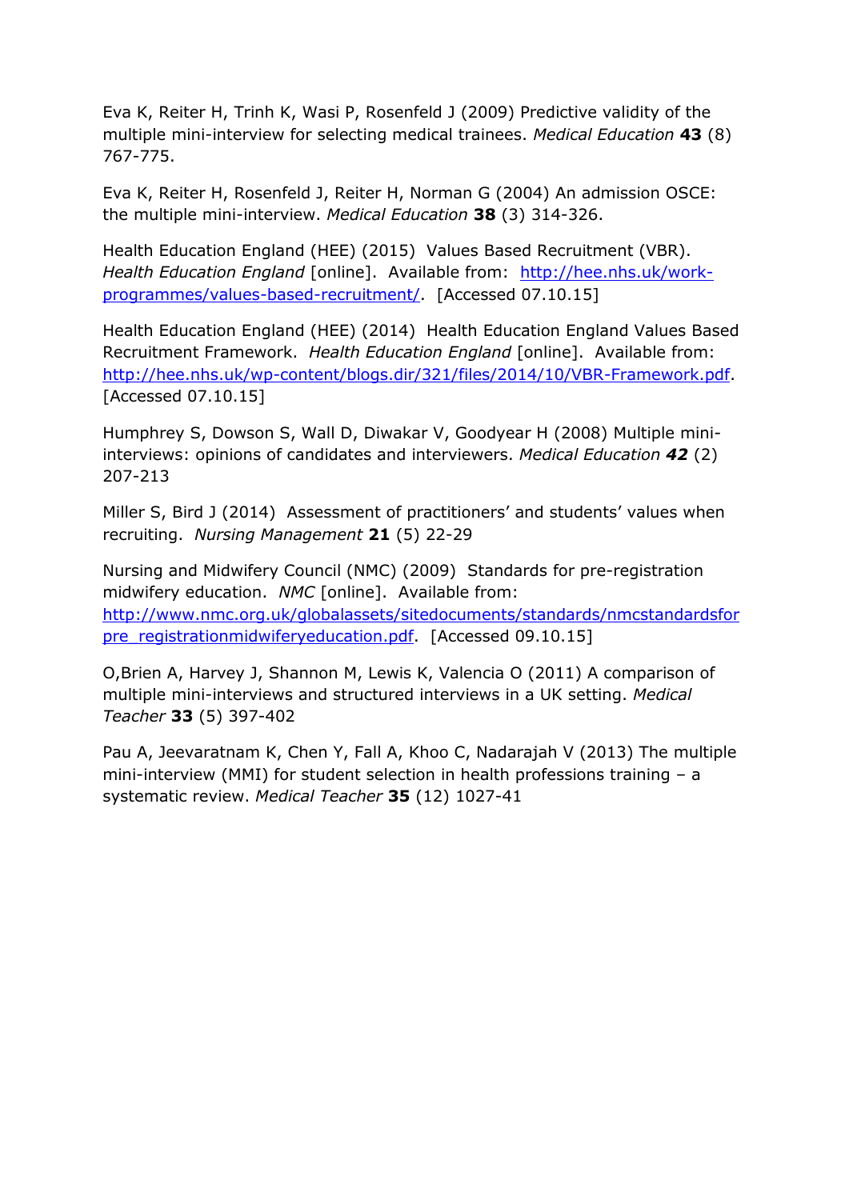Eva K, Reiter H, Trinh K, Wasi P, Rosenfeld J (2009) Predictive validity of the multiple mini-interview for selecting medical trainees. *Medical Education* **43** (8) 767-775.

Eva K, Reiter H, Rosenfeld J, Reiter H, Norman G (2004) An admission OSCE: the multiple mini-interview. *Medical Education* **38** (3) 314-326.

Health Education England (HEE) (2015) Values Based Recruitment (VBR). *Health Education England* [online]. Available from: http://hee.nhs.uk/work-programmes/values-based-recruitment/. [Accessed 07.10.15]

Health Education England (HEE) (2014) Health Education England Values Based Recruitment Framework. *Health Education England* [online]. Available from: http://hee.nhs.uk/wp-content/blogs.dir/321/files/2014/10/VBR-Framework.pdf. [Accessed 07.10.15]

Humphrey S, Dowson S, Wall D, Diwakar V, Goodyear H (2008) Multiple mini-interviews: opinions of candidates and interviewers. *Medical Education* ***42*** (2) 207-213

Miller S, Bird J (2014) Assessment of practitioners' and students' values when recruiting. *Nursing Management* **21** (5) 22-29

Nursing and Midwifery Council (NMC) (2009) Standards for pre-registration midwifery education. *NMC* [online]. Available from: http://www.nmc.org.uk/globalassets/sitedocuments/standards/nmcstandardsforpre_registrationmidwiferyeducation.pdf. [Accessed 09.10.15]

O,Brien A, Harvey J, Shannon M, Lewis K, Valencia O (2011) A comparison of multiple mini-interviews and structured interviews in a UK setting. *Medical Teacher* **33** (5) 397-402

Pau A, Jeevaratnam K, Chen Y, Fall A, Khoo C, Nadarajah V (2013) The multiple mini-interview (MMI) for student selection in health professions training – a systematic review. *Medical Teacher* **35** (12) 1027-41